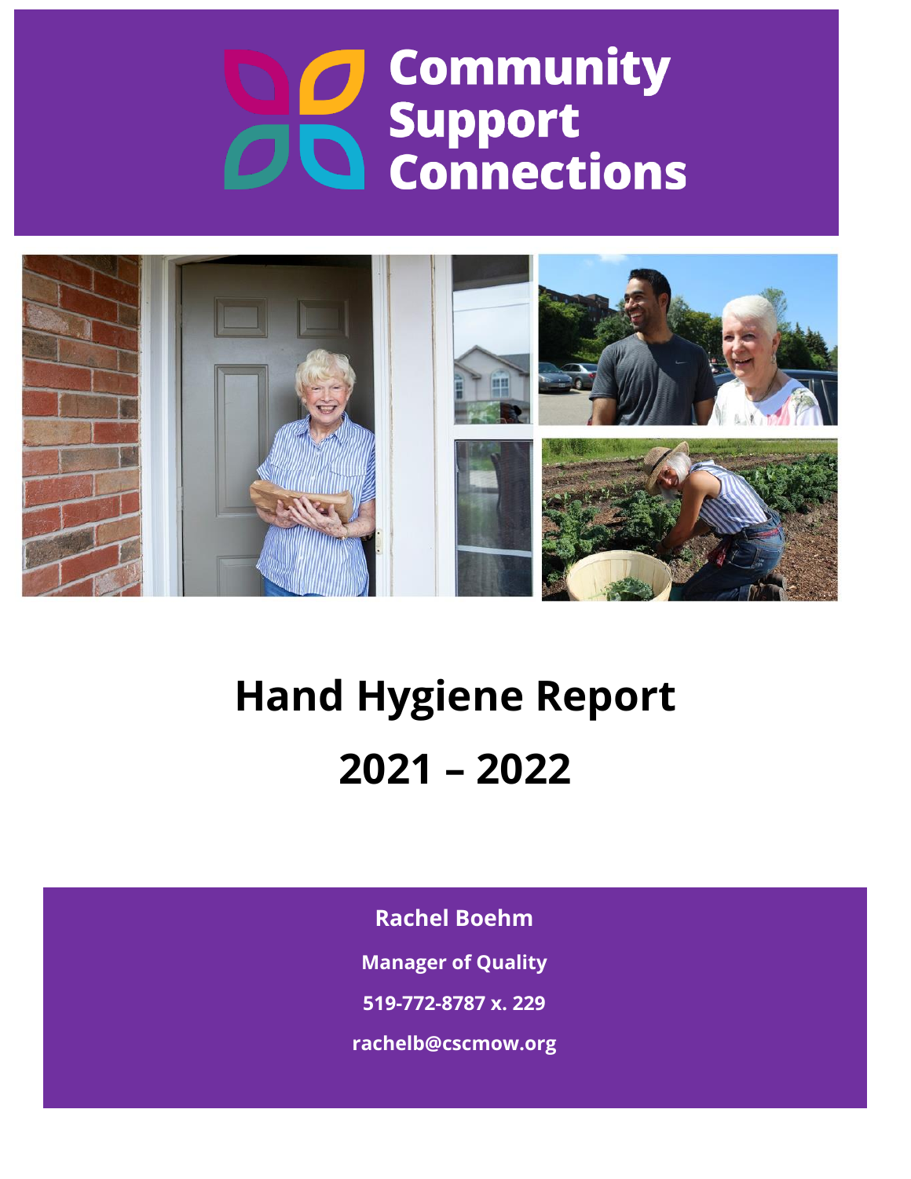Community Support Connections

# Hand Hygiene Report

# 2021 – 2022

**Rachel Boehm**

**Manager of Quality**

**519-772-8787 x. 229**

**rachelb@cscmow.org**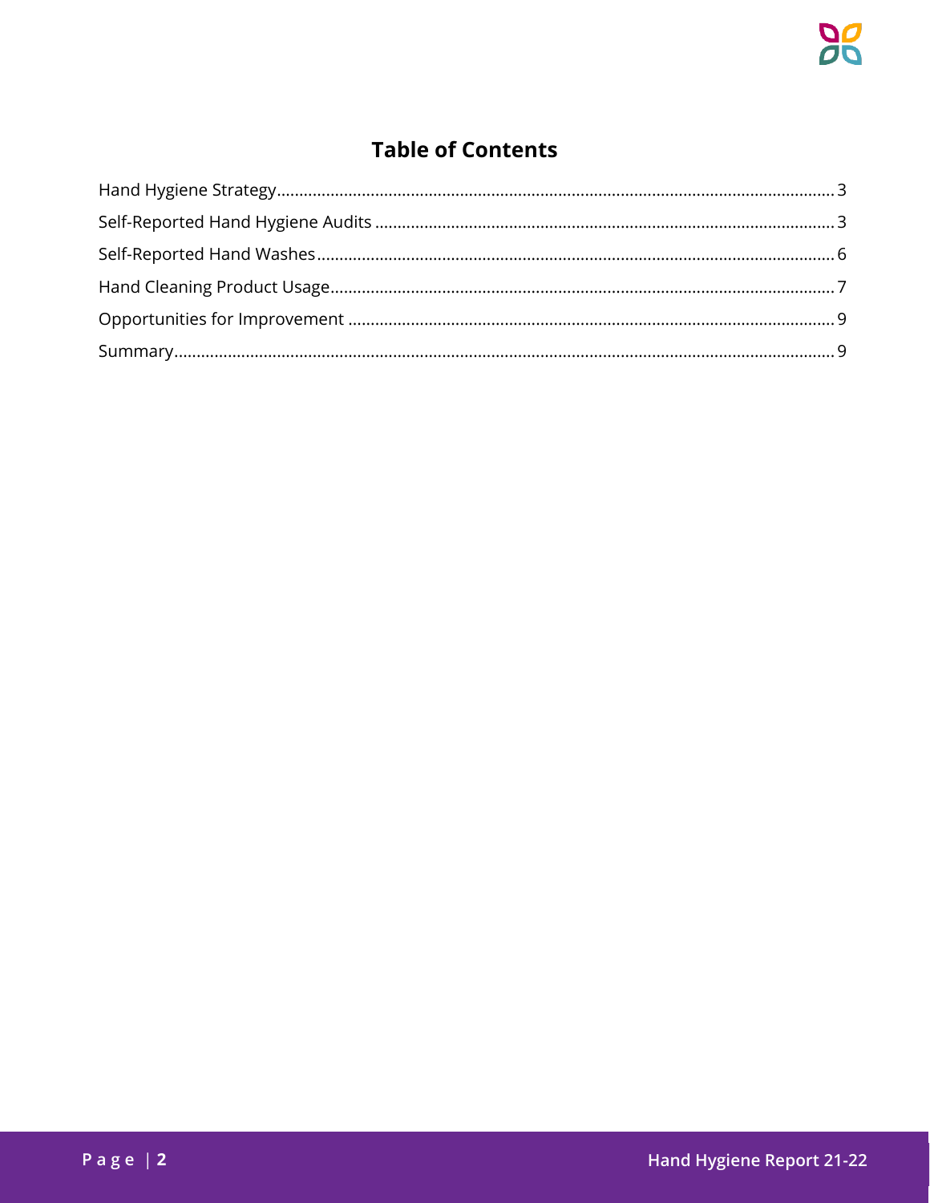# Table of Contents

Hand Hygiene Strategy........................................................................................................................3

Self-Reported Hand Hygiene Audits ....................................................................................................3

Self-Reported Hand Washes.................................................................................................................6

Hand Cleaning Product Usage..............................................................................................................7

Opportunities for Improvement ...........................................................................................................9

Summary..............................................................................................................................................9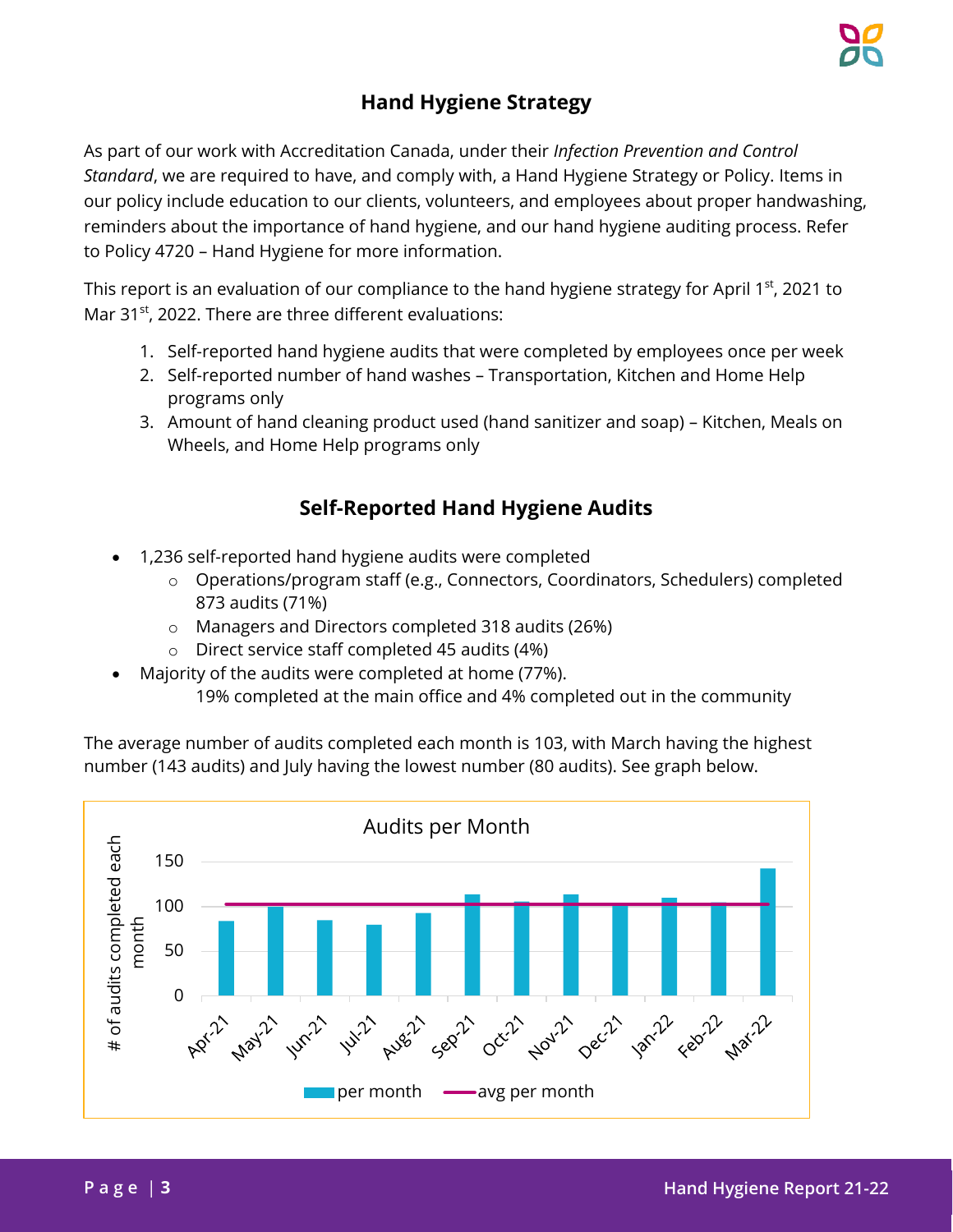## Hand Hygiene Strategy

As part of our work with Accreditation Canada, under their *Infection Prevention and Control Standard*, we are required to have, and comply with, a Hand Hygiene Strategy or Policy. Items in our policy include education to our clients, volunteers, and employees about proper handwashing, reminders about the importance of hand hygiene, and our hand hygiene auditing process. Refer to Policy 4720 – Hand Hygiene for more information.

This report is an evaluation of our compliance to the hand hygiene strategy for April 1st, 2021 to Mar 31st, 2022. There are three different evaluations:

1. Self-reported hand hygiene audits that were completed by employees once per week
2. Self-reported number of hand washes – Transportation, Kitchen and Home Help programs only
3. Amount of hand cleaning product used (hand sanitizer and soap) – Kitchen, Meals on Wheels, and Home Help programs only

## Self-Reported Hand Hygiene Audits

- 1,236 self-reported hand hygiene audits were completed
    - Operations/program staff (e.g., Connectors, Coordinators, Schedulers) completed 873 audits (71%)
    - Managers and Directors completed 318 audits (26%)
    - Direct service staff completed 45 audits (4%)
- Majority of the audits were completed at home (77%).
  19% completed at the main office and 4% completed out in the community

The average number of audits completed each month is 103, with March having the highest number (143 audits) and July having the lowest number (80 audits). See graph below.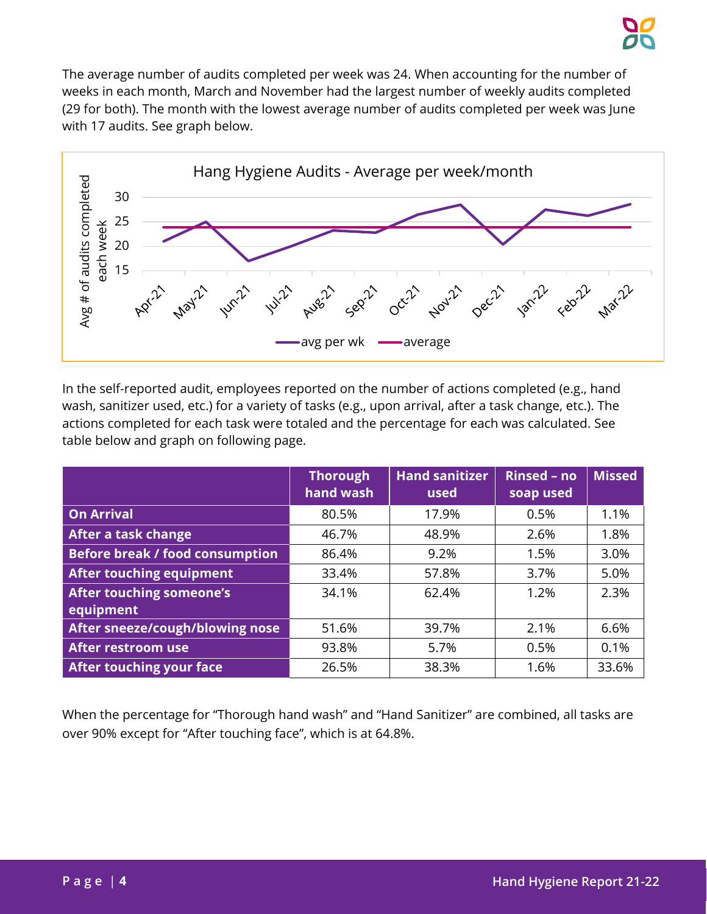The average number of audits completed per week was 24. When accounting for the number of weeks in each month, March and November had the largest number of weekly audits completed (29 for both). The month with the lowest average number of audits completed per week was June with 17 audits. See graph below.

In the self-reported audit, employees reported on the number of actions completed (e.g., hand wash, sanitizer used, etc.) for a variety of tasks (e.g., upon arrival, after a task change, etc.). The actions completed for each task were totaled and the percentage for each was calculated. See table below and graph on following page.

| | Thorough hand wash | Hand sanitizer used | Rinsed – no soap used | Missed |
|---|---|---|---|---|
| **On Arrival** | 80.5% | 17.9% | 0.5% | 1.1% |
| **After a task change** | 46.7% | 48.9% | 2.6% | 1.8% |
| **Before break / food consumption** | 86.4% | 9.2% | 1.5% | 3.0% |
| **After touching equipment** | 33.4% | 57.8% | 3.7% | 5.0% |
| **After touching someone's equipment** | 34.1% | 62.4% | 1.2% | 2.3% |
| **After sneeze/cough/blowing nose** | 51.6% | 39.7% | 2.1% | 6.6% |
| **After restroom use** | 93.8% | 5.7% | 0.5% | 0.1% |
| **After touching your face** | 26.5% | 38.3% | 1.6% | 33.6% |

When the percentage for "Thorough hand wash" and "Hand Sanitizer" are combined, all tasks are over 90% except for "After touching face", which is at 64.8%.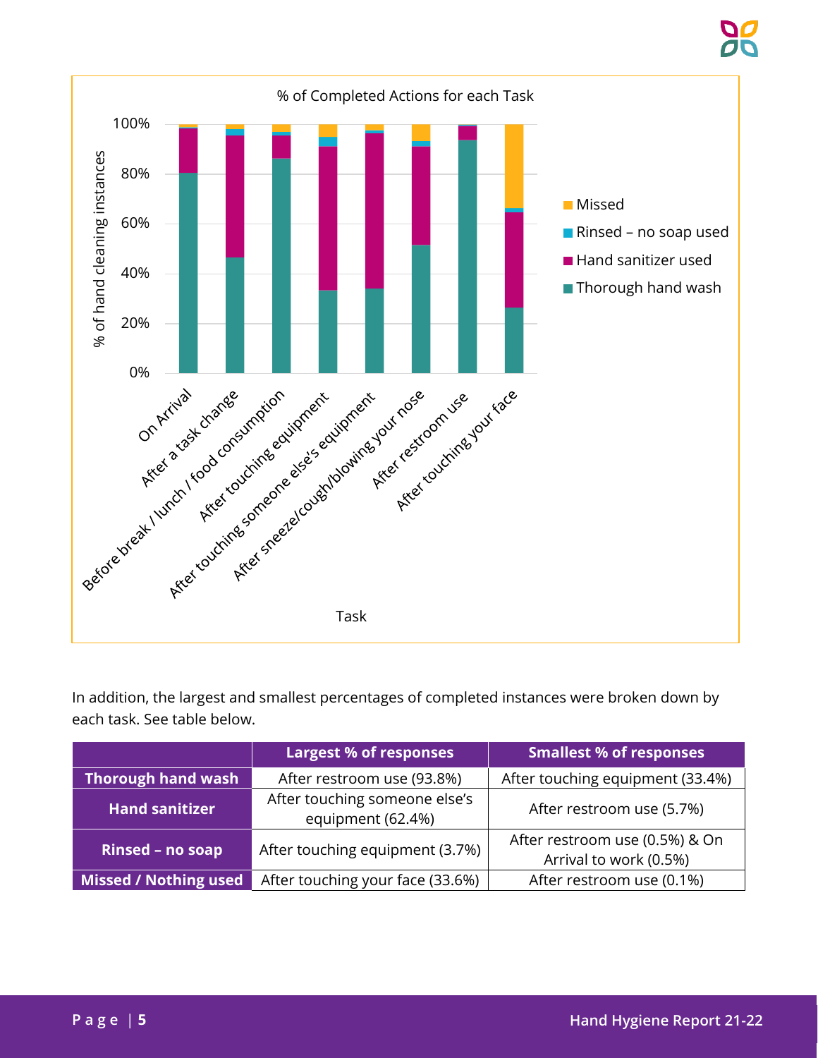% of Completed Actions for each Task

In addition, the largest and smallest percentages of completed instances were broken down by each task. See table below.

| | Largest % of responses | Smallest % of responses |
|---|---|---|
| **Thorough hand wash** | After restroom use (93.8%) | After touching equipment (33.4%) |
| **Hand sanitizer** | After touching someone else's equipment (62.4%) | After restroom use (5.7%) |
| **Rinsed – no soap** | After touching equipment (3.7%) | After restroom use (0.5%) & On Arrival to work (0.5%) |
| **Missed / Nothing used** | After touching your face (33.6%) | After restroom use (0.1%) |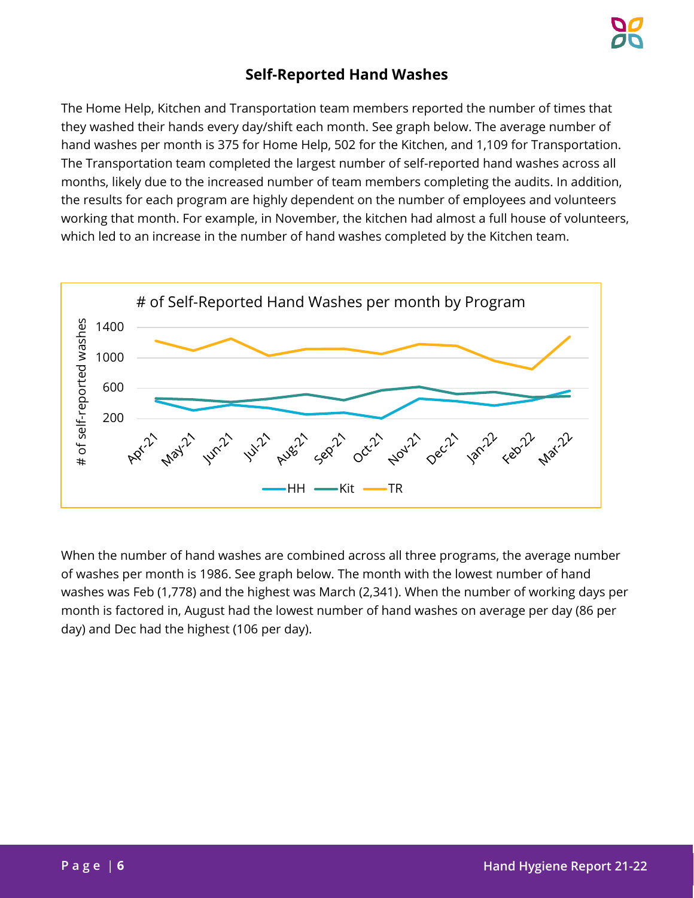## Self-Reported Hand Washes

The Home Help, Kitchen and Transportation team members reported the number of times that they washed their hands every day/shift each month. See graph below. The average number of hand washes per month is 375 for Home Help, 502 for the Kitchen, and 1,109 for Transportation. The Transportation team completed the largest number of self-reported hand washes across all months, likely due to the increased number of team members completing the audits. In addition, the results for each program are highly dependent on the number of employees and volunteers working that month. For example, in November, the kitchen had almost a full house of volunteers, which led to an increase in the number of hand washes completed by the Kitchen team.

When the number of hand washes are combined across all three programs, the average number of washes per month is 1986. See graph below. The month with the lowest number of hand washes was Feb (1,778) and the highest was March (2,341). When the number of working days per month is factored in, August had the lowest number of hand washes on average per day (86 per day) and Dec had the highest (106 per day).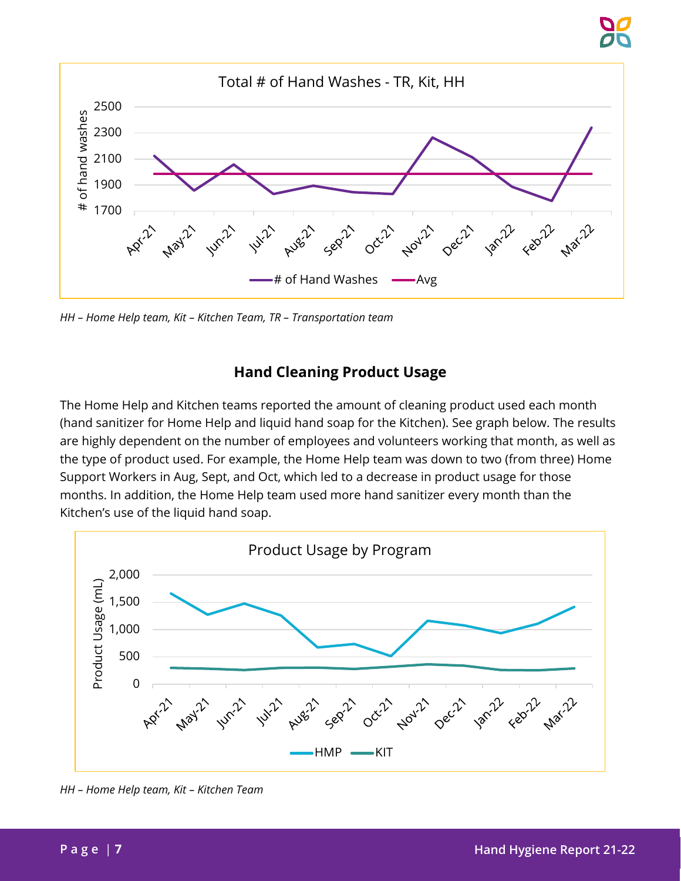HH – Home Help team, Kit – Kitchen Team, TR – Transportation team

## Hand Cleaning Product Usage

The Home Help and Kitchen teams reported the amount of cleaning product used each month (hand sanitizer for Home Help and liquid hand soap for the Kitchen). See graph below. The results are highly dependent on the number of employees and volunteers working that month, as well as the type of product used. For example, the Home Help team was down to two (from three) Home Support Workers in Aug, Sept, and Oct, which led to a decrease in product usage for those months. In addition, the Home Help team used more hand sanitizer every month than the Kitchen's use of the liquid hand soap.

HH – Home Help team, Kit – Kitchen Team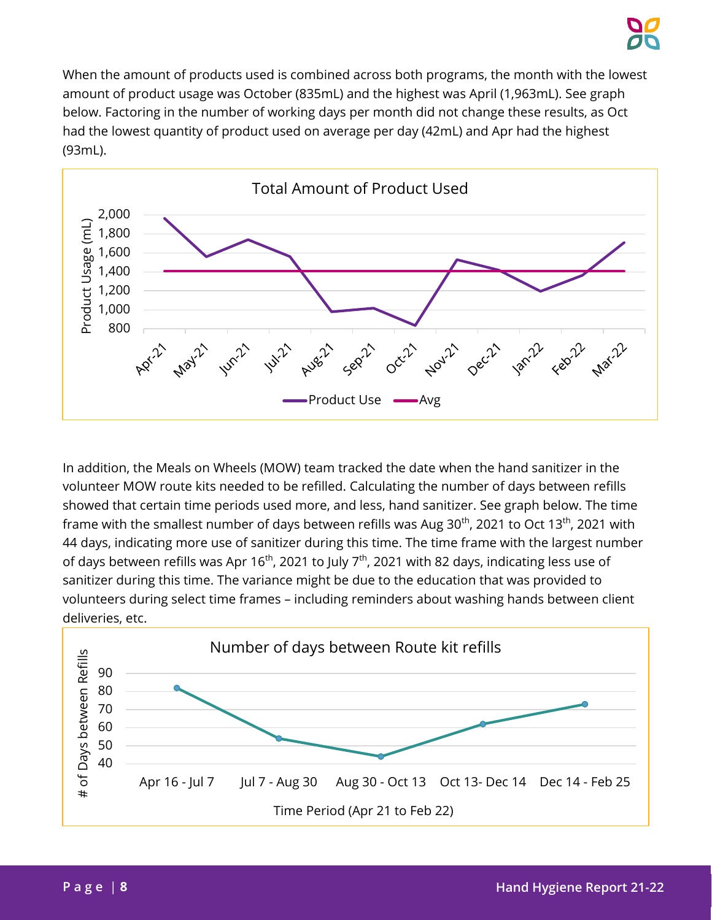When the amount of products used is combined across both programs, the month with the lowest amount of product usage was October (835mL) and the highest was April (1,963mL). See graph below. Factoring in the number of working days per month did not change these results, as Oct had the lowest quantity of product used on average per day (42mL) and Apr had the highest (93mL).

Total Amount of Product Used

In addition, the Meals on Wheels (MOW) team tracked the date when the hand sanitizer in the volunteer MOW route kits needed to be refilled. Calculating the number of days between refills showed that certain time periods used more, and less, hand sanitizer. See graph below. The time frame with the smallest number of days between refills was Aug 30th, 2021 to Oct 13th, 2021 with 44 days, indicating more use of sanitizer during this time. The time frame with the largest number of days between refills was Apr 16th, 2021 to July 7th, 2021 with 82 days, indicating less use of sanitizer during this time. The variance might be due to the education that was provided to volunteers during select time frames – including reminders about washing hands between client deliveries, etc.

Number of days between Route kit refills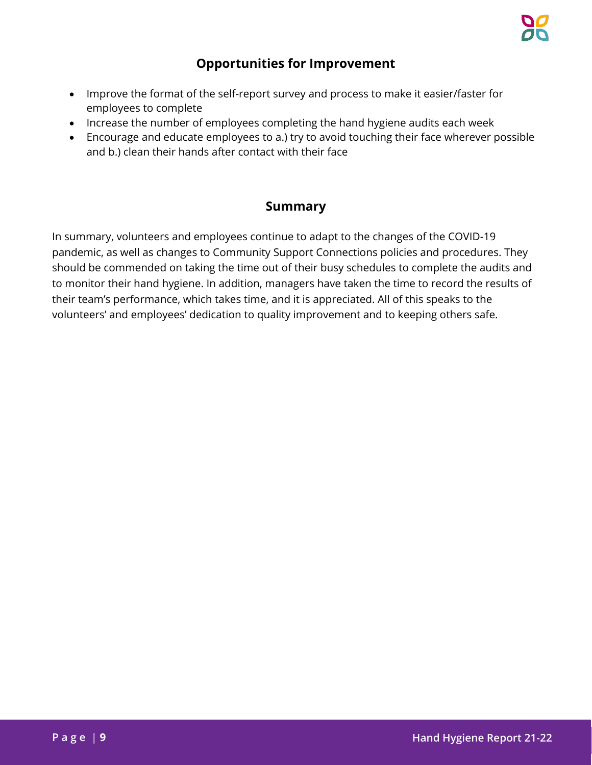## Opportunities for Improvement

- Improve the format of the self-report survey and process to make it easier/faster for employees to complete
- Increase the number of employees completing the hand hygiene audits each week
- Encourage and educate employees to a.) try to avoid touching their face wherever possible and b.) clean their hands after contact with their face

## Summary

In summary, volunteers and employees continue to adapt to the changes of the COVID-19 pandemic, as well as changes to Community Support Connections policies and procedures. They should be commended on taking the time out of their busy schedules to complete the audits and to monitor their hand hygiene. In addition, managers have taken the time to record the results of their team's performance, which takes time, and it is appreciated. All of this speaks to the volunteers' and employees' dedication to quality improvement and to keeping others safe.